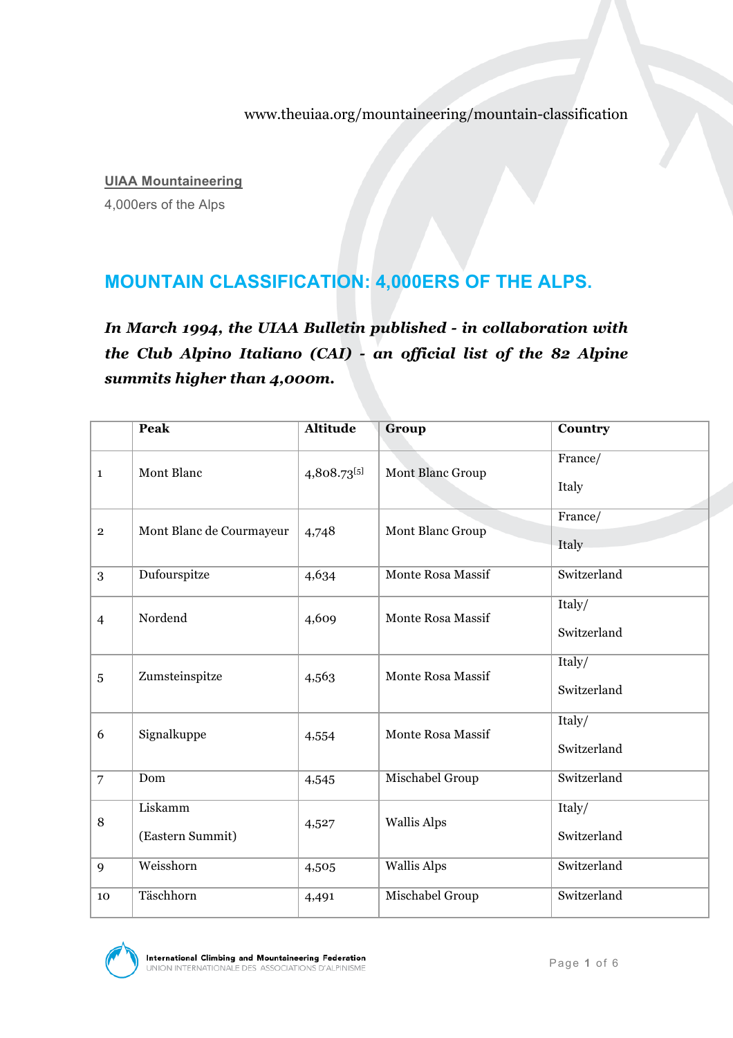www.theuiaa.org/mountaineering/mountain-classification

**UIAA Mountaineering**

4,000ers of the Alps

# MOUNTAIN CLASSIFICATION: 4,000ERS OF THE ALPS.

***In March 1994, the UIAA Bulletin published - in collaboration with the Club Alpino Italiano (CAI) - an official list of the 82 Alpine summits higher than 4,000m.***

| | Peak | Altitude | Group | Country |
|---|---|---|---|---|
| 1 | Mont Blanc | 4,808.73[5] | Mont Blanc Group | France/ Italy |
| 2 | Mont Blanc de Courmayeur | 4,748 | Mont Blanc Group | France/ Italy |
| 3 | Dufourspitze | 4,634 | Monte Rosa Massif | Switzerland |
| 4 | Nordend | 4,609 | Monte Rosa Massif | Italy/ Switzerland |
| 5 | Zumsteinspitze | 4,563 | Monte Rosa Massif | Italy/ Switzerland |
| 6 | Signalkuppe | 4,554 | Monte Rosa Massif | Italy/ Switzerland |
| 7 | Dom | 4,545 | Mischabel Group | Switzerland |
| 8 | Liskamm (Eastern Summit) | 4,527 | Wallis Alps | Italy/ Switzerland |
| 9 | Weisshorn | 4,505 | Wallis Alps | Switzerland |
| 10 | Täschhorn | 4,491 | Mischabel Group | Switzerland |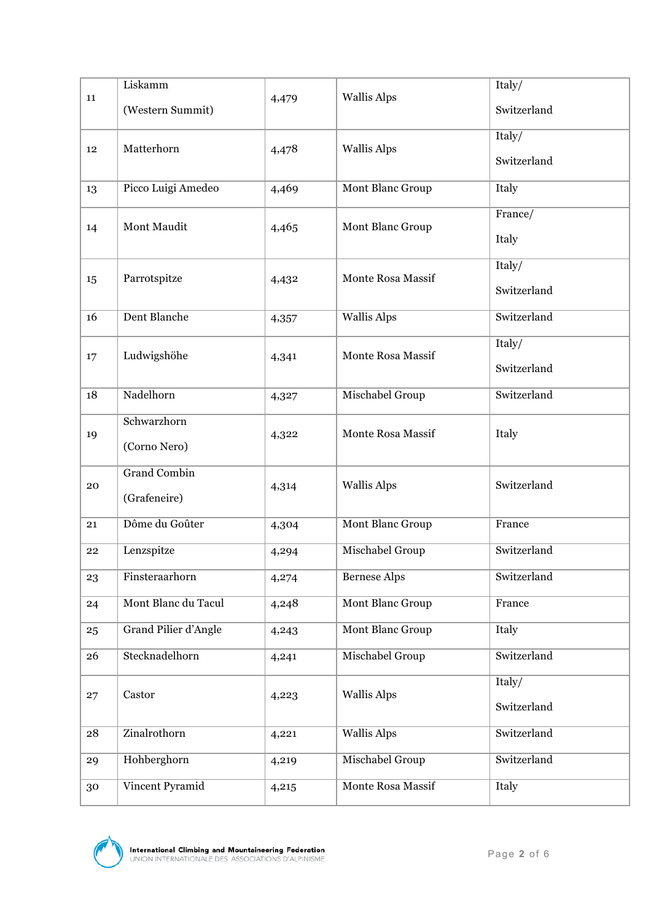| 11 | Liskamm (Western Summit) | 4,479 | Wallis Alps | Italy/ Switzerland |
|---|---|---|---|---|
| 12 | Matterhorn | 4,478 | Wallis Alps | Italy/ Switzerland |
| 13 | Picco Luigi Amedeo | 4,469 | Mont Blanc Group | Italy |
| 14 | Mont Maudit | 4,465 | Mont Blanc Group | France/ Italy |
| 15 | Parrotspitze | 4,432 | Monte Rosa Massif | Italy/ Switzerland |
| 16 | Dent Blanche | 4,357 | Wallis Alps | Switzerland |
| 17 | Ludwigshöhe | 4,341 | Monte Rosa Massif | Italy/ Switzerland |
| 18 | Nadelhorn | 4,327 | Mischabel Group | Switzerland |
| 19 | Schwarzhorn (Corno Nero) | 4,322 | Monte Rosa Massif | Italy |
| 20 | Grand Combin (Grafeneire) | 4,314 | Wallis Alps | Switzerland |
| 21 | Dôme du Goûter | 4,304 | Mont Blanc Group | France |
| 22 | Lenzspitze | 4,294 | Mischabel Group | Switzerland |
| 23 | Finsteraarhorn | 4,274 | Bernese Alps | Switzerland |
| 24 | Mont Blanc du Tacul | 4,248 | Mont Blanc Group | France |
| 25 | Grand Pilier d'Angle | 4,243 | Mont Blanc Group | Italy |
| 26 | Stecknadelhorn | 4,241 | Mischabel Group | Switzerland |
| 27 | Castor | 4,223 | Wallis Alps | Italy/ Switzerland |
| 28 | Zinalrothorn | 4,221 | Wallis Alps | Switzerland |
| 29 | Hohberghorn | 4,219 | Mischabel Group | Switzerland |
| 30 | Vincent Pyramid | 4,215 | Monte Rosa Massif | Italy |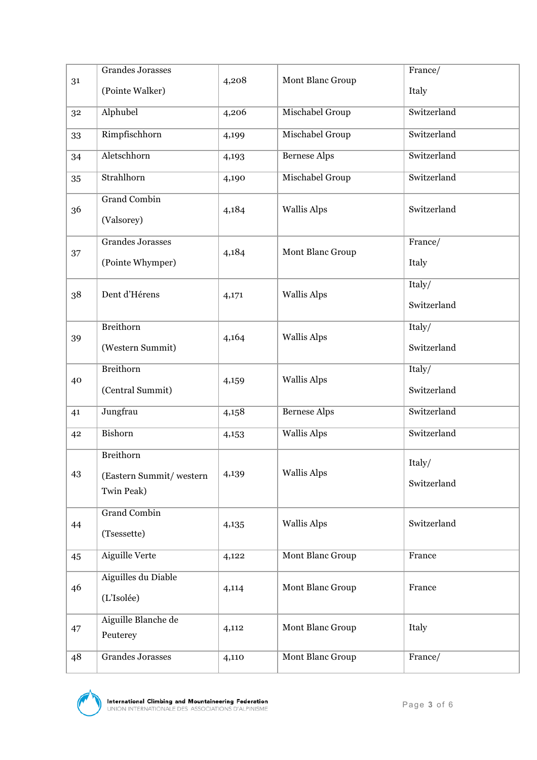| 31 | Grandes Jorasses (Pointe Walker) | 4,208 | Mont Blanc Group | France/ Italy |
|---|---|---|---|---|
| 32 | Alphubel | 4,206 | Mischabel Group | Switzerland |
| 33 | Rimpfischhorn | 4,199 | Mischabel Group | Switzerland |
| 34 | Aletschhorn | 4,193 | Bernese Alps | Switzerland |
| 35 | Strahlhorn | 4,190 | Mischabel Group | Switzerland |
| 36 | Grand Combin (Valsorey) | 4,184 | Wallis Alps | Switzerland |
| 37 | Grandes Jorasses (Pointe Whymper) | 4,184 | Mont Blanc Group | France/ Italy |
| 38 | Dent d'Hérens | 4,171 | Wallis Alps | Italy/ Switzerland |
| 39 | Breithorn (Western Summit) | 4,164 | Wallis Alps | Italy/ Switzerland |
| 40 | Breithorn (Central Summit) | 4,159 | Wallis Alps | Italy/ Switzerland |
| 41 | Jungfrau | 4,158 | Bernese Alps | Switzerland |
| 42 | Bishorn | 4,153 | Wallis Alps | Switzerland |
| 43 | Breithorn (Eastern Summit/ western Twin Peak) | 4,139 | Wallis Alps | Italy/ Switzerland |
| 44 | Grand Combin (Tsessette) | 4,135 | Wallis Alps | Switzerland |
| 45 | Aiguille Verte | 4,122 | Mont Blanc Group | France |
| 46 | Aiguilles du Diable (L'Isolée) | 4,114 | Mont Blanc Group | France |
| 47 | Aiguille Blanche de Peuterey | 4,112 | Mont Blanc Group | Italy |
| 48 | Grandes Jorasses | 4,110 | Mont Blanc Group | France/ |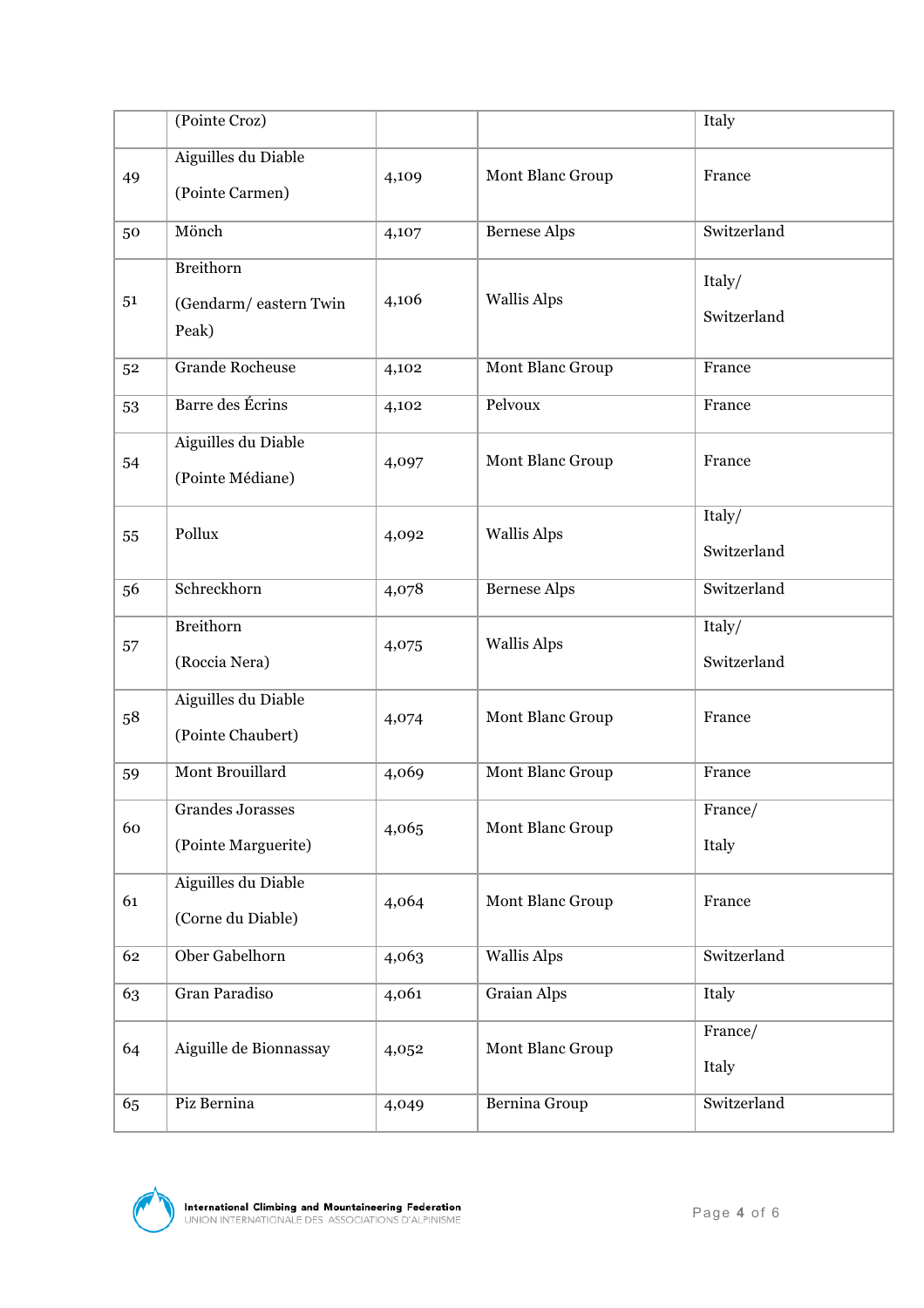| | (Pointe Croz) | | | Italy |
|---|---|---|---|---|
| 49 | Aiguilles du Diable (Pointe Carmen) | 4,109 | Mont Blanc Group | France |
| 50 | Mönch | 4,107 | Bernese Alps | Switzerland |
| 51 | Breithorn (Gendarm/ eastern Twin Peak) | 4,106 | Wallis Alps | Italy/ Switzerland |
| 52 | Grande Rocheuse | 4,102 | Mont Blanc Group | France |
| 53 | Barre des Écrins | 4,102 | Pelvoux | France |
| 54 | Aiguilles du Diable (Pointe Médiane) | 4,097 | Mont Blanc Group | France |
| 55 | Pollux | 4,092 | Wallis Alps | Italy/ Switzerland |
| 56 | Schreckhorn | 4,078 | Bernese Alps | Switzerland |
| 57 | Breithorn (Roccia Nera) | 4,075 | Wallis Alps | Italy/ Switzerland |
| 58 | Aiguilles du Diable (Pointe Chaubert) | 4,074 | Mont Blanc Group | France |
| 59 | Mont Brouillard | 4,069 | Mont Blanc Group | France |
| 60 | Grandes Jorasses (Pointe Marguerite) | 4,065 | Mont Blanc Group | France/ Italy |
| 61 | Aiguilles du Diable (Corne du Diable) | 4,064 | Mont Blanc Group | France |
| 62 | Ober Gabelhorn | 4,063 | Wallis Alps | Switzerland |
| 63 | Gran Paradiso | 4,061 | Graian Alps | Italy |
| 64 | Aiguille de Bionnassay | 4,052 | Mont Blanc Group | France/ Italy |
| 65 | Piz Bernina | 4,049 | Bernina Group | Switzerland |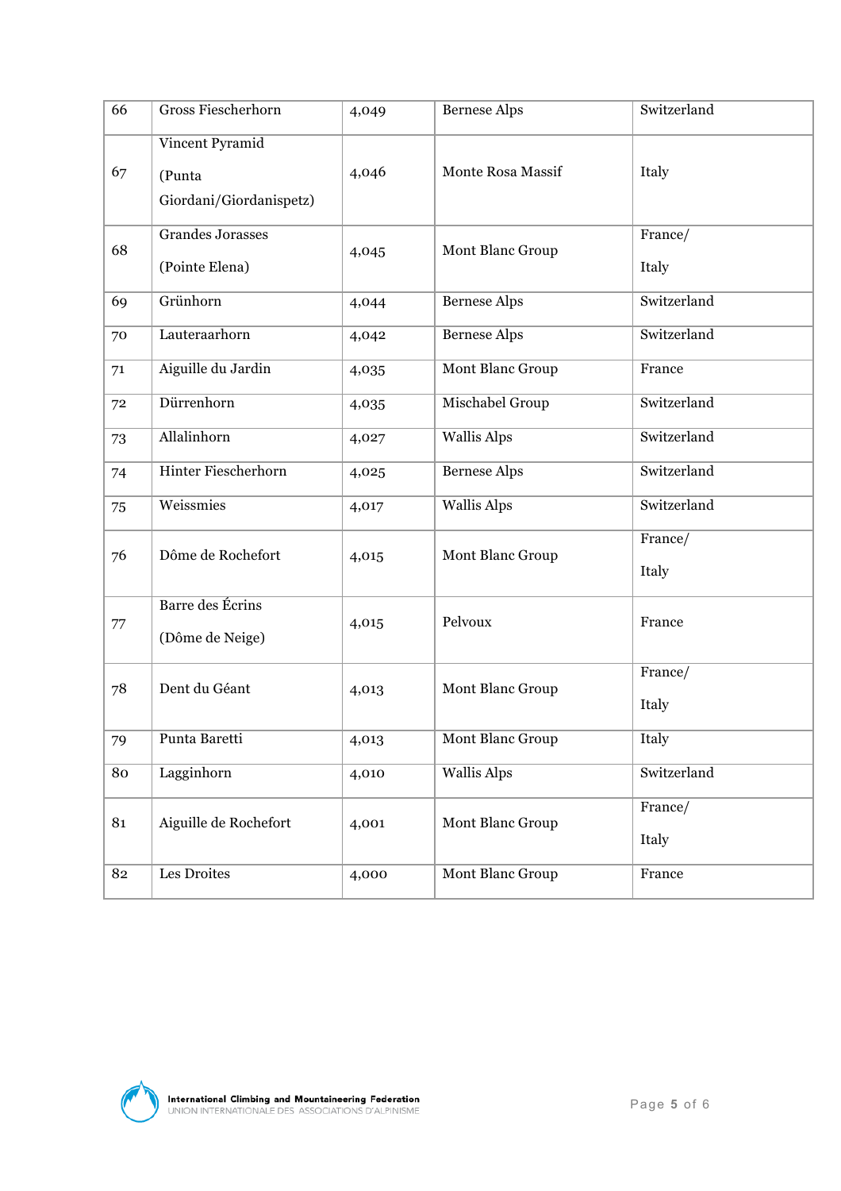| 66 | Gross Fiescherhorn | 4,049 | Bernese Alps | Switzerland |
|---|---|---|---|---|
| 67 | Vincent Pyramid (Punta Giordani/Giordanispetz) | 4,046 | Monte Rosa Massif | Italy |
| 68 | Grandes Jorasses (Pointe Elena) | 4,045 | Mont Blanc Group | France/ Italy |
| 69 | Grünhorn | 4,044 | Bernese Alps | Switzerland |
| 70 | Lauteraarhorn | 4,042 | Bernese Alps | Switzerland |
| 71 | Aiguille du Jardin | 4,035 | Mont Blanc Group | France |
| 72 | Dürrenhorn | 4,035 | Mischabel Group | Switzerland |
| 73 | Allalinhorn | 4,027 | Wallis Alps | Switzerland |
| 74 | Hinter Fiescherhorn | 4,025 | Bernese Alps | Switzerland |
| 75 | Weissmies | 4,017 | Wallis Alps | Switzerland |
| 76 | Dôme de Rochefort | 4,015 | Mont Blanc Group | France/ Italy |
| 77 | Barre des Écrins (Dôme de Neige) | 4,015 | Pelvoux | France |
| 78 | Dent du Géant | 4,013 | Mont Blanc Group | France/ Italy |
| 79 | Punta Baretti | 4,013 | Mont Blanc Group | Italy |
| 80 | Lagginhorn | 4,010 | Wallis Alps | Switzerland |
| 81 | Aiguille de Rochefort | 4,001 | Mont Blanc Group | France/ Italy |
| 82 | Les Droites | 4,000 | Mont Blanc Group | France |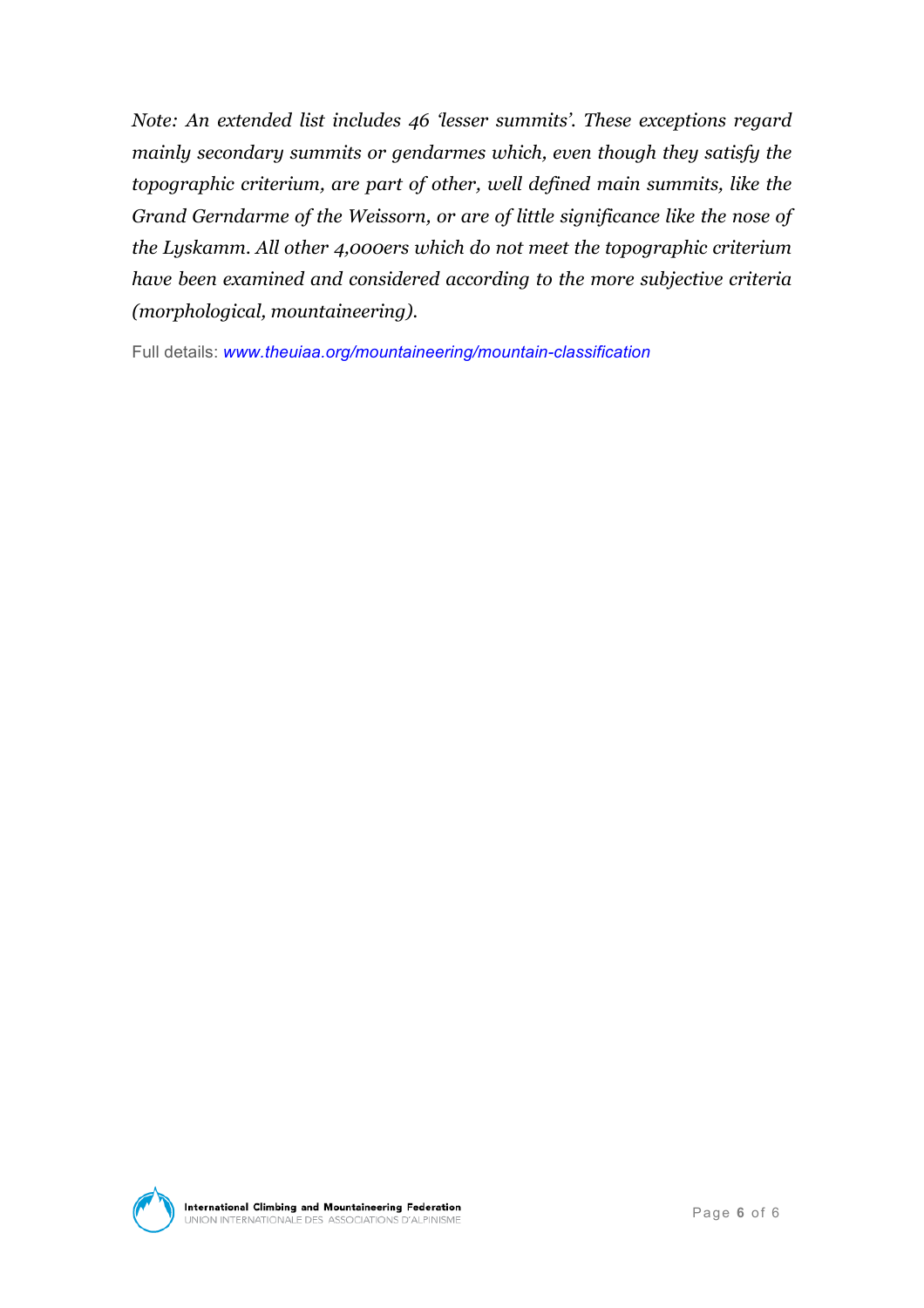*Note: An extended list includes 46 'lesser summits'. These exceptions regard mainly secondary summits or gendarmes which, even though they satisfy the topographic criterium, are part of other, well defined main summits, like the Grand Gerndarme of the Weissorn, or are of little significance like the nose of the Lyskamm. All other 4,000ers which do not meet the topographic criterium have been examined and considered according to the more subjective criteria (morphological, mountaineering).*

Full details: *www.theuiaa.org/mountaineering/mountain-classification*